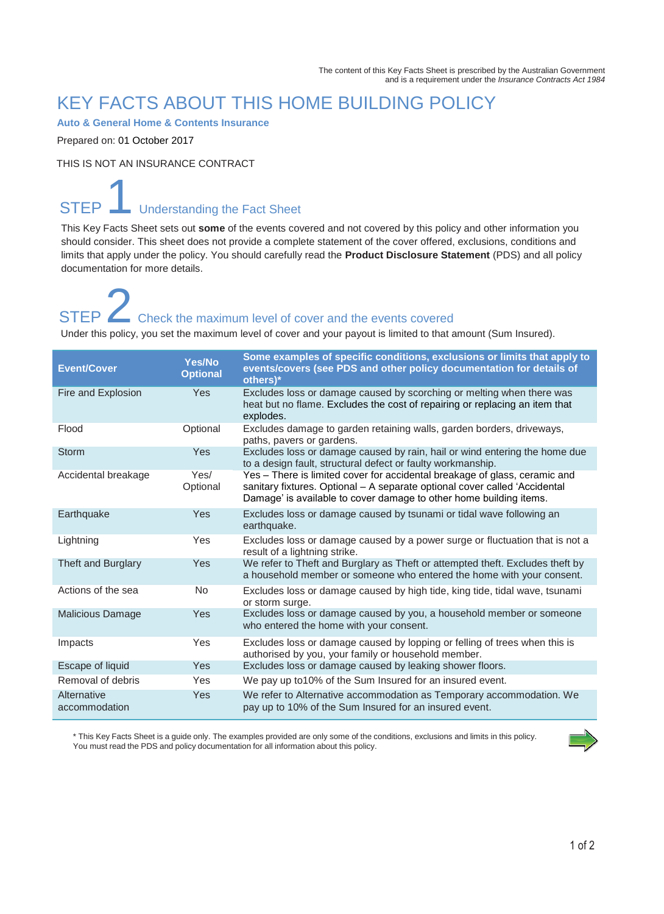The content of this Key Facts Sheet is prescribed by the Australian Government and is a requirement under the *Insurance Contracts Act 1984*

# KEY FACTS ABOUT THIS HOME BUILDING POLICY

**Auto & General Home & Contents Insurance**

Prepared on: 01 October 2017

THIS IS NOT AN INSURANCE CONTRACT

## STEP 1 Understanding the Fact Sheet

This Key Facts Sheet sets out **some** of the events covered and not covered by this policy and other information you should consider. This sheet does not provide a complete statement of the cover offered, exclusions, conditions and limits that apply under the policy. You should carefully read the **Product Disclosure Statement** (PDS) and all policy documentation for more details.

## STEP 2 Check the maximum level of cover and the events covered

Under this policy, you set the maximum level of cover and your payout is limited to that amount (Sum Insured).

| Event/Cover | Yes/No Optional | Some examples of specific conditions, exclusions or limits that apply to events/covers (see PDS and other policy documentation for details of others)* |
|---|---|---|
| Fire and Explosion | Yes | Excludes loss or damage caused by scorching or melting when there was heat but no flame. Excludes the cost of repairing or replacing an item that explodes. |
| Flood | Optional | Excludes damage to garden retaining walls, garden borders, driveways, paths, pavers or gardens. |
| Storm | Yes | Excludes loss or damage caused by rain, hail or wind entering the home due to a design fault, structural defect or faulty workmanship. |
| Accidental breakage | Yes/ Optional | Yes – There is limited cover for accidental breakage of glass, ceramic and sanitary fixtures. Optional – A separate optional cover called 'Accidental Damage' is available to cover damage to other home building items. |
| Earthquake | Yes | Excludes loss or damage caused by tsunami or tidal wave following an earthquake. |
| Lightning | Yes | Excludes loss or damage caused by a power surge or fluctuation that is not a result of a lightning strike. |
| Theft and Burglary | Yes | We refer to Theft and Burglary as Theft or attempted theft. Excludes theft by a household member or someone who entered the home with your consent. |
| Actions of the sea | No | Excludes loss or damage caused by high tide, king tide, tidal wave, tsunami or storm surge. |
| Malicious Damage | Yes | Excludes loss or damage caused by you, a household member or someone who entered the home with your consent. |
| Impacts | Yes | Excludes loss or damage caused by lopping or felling of trees when this is authorised by you, your family or household member. |
| Escape of liquid | Yes | Excludes loss or damage caused by leaking shower floors. |
| Removal of debris | Yes | We pay up to10% of the Sum Insured for an insured event. |
| Alternative accommodation | Yes | We refer to Alternative accommodation as Temporary accommodation. We pay up to 10% of the Sum Insured for an insured event. |

* This Key Facts Sheet is a guide only. The examples provided are only some of the conditions, exclusions and limits in this policy. You must read the PDS and policy documentation for all information about this policy.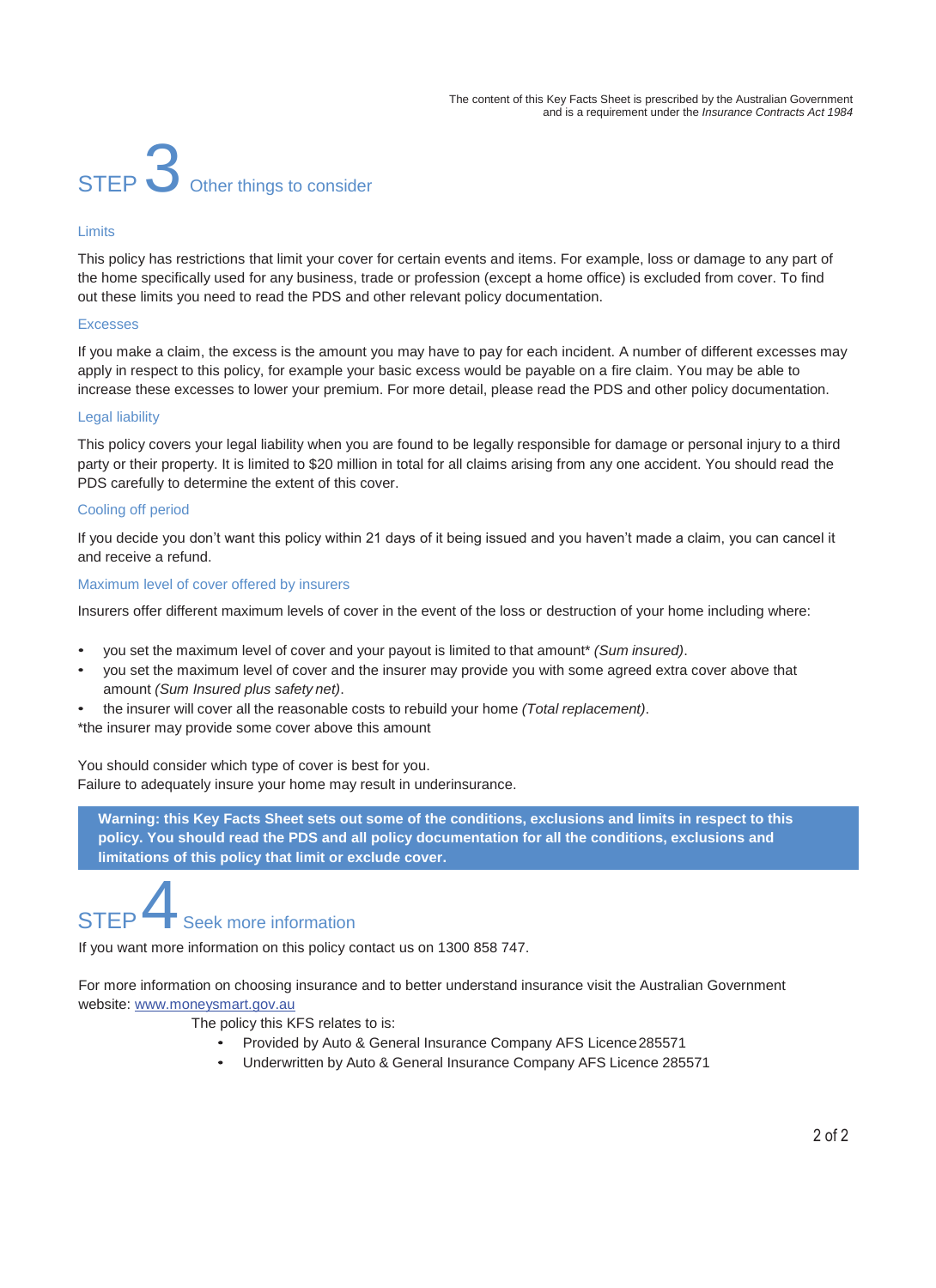The content of this Key Facts Sheet is prescribed by the Australian Government and is a requirement under the *Insurance Contracts Act 1984*

# STEP 3 Other things to consider

### Limits

This policy has restrictions that limit your cover for certain events and items. For example, loss or damage to any part of the home specifically used for any business, trade or profession (except a home office) is excluded from cover. To find out these limits you need to read the PDS and other relevant policy documentation.

### Excesses

If you make a claim, the excess is the amount you may have to pay for each incident. A number of different excesses may apply in respect to this policy, for example your basic excess would be payable on a fire claim. You may be able to increase these excesses to lower your premium. For more detail, please read the PDS and other policy documentation.

### Legal liability

This policy covers your legal liability when you are found to be legally responsible for damage or personal injury to a third party or their property. It is limited to $20 million in total for all claims arising from any one accident. You should read the PDS carefully to determine the extent of this cover.

### Cooling off period

If you decide you don't want this policy within 21 days of it being issued and you haven't made a claim, you can cancel it and receive a refund.

### Maximum level of cover offered by insurers

Insurers offer different maximum levels of cover in the event of the loss or destruction of your home including where:

- you set the maximum level of cover and your payout is limited to that amount* *(Sum insured)*.
- you set the maximum level of cover and the insurer may provide you with some agreed extra cover above that amount *(Sum Insured plus safety net)*.
- the insurer will cover all the reasonable costs to rebuild your home *(Total replacement)*.

*the insurer may provide some cover above this amount

You should consider which type of cover is best for you.
Failure to adequately insure your home may result in underinsurance.

**Warning: this Key Facts Sheet sets out some of the conditions, exclusions and limits in respect to this policy. You should read the PDS and all policy documentation for all the conditions, exclusions and limitations of this policy that limit or exclude cover.**

# STEP 4 Seek more information

If you want more information on this policy contact us on 1300 858 747.

For more information on choosing insurance and to better understand insurance visit the Australian Government website: [www.moneysmart.gov.au](http://www.moneysmart.gov.au)

The policy this KFS relates to is:

- Provided by Auto & General Insurance Company AFS Licence 285571
- Underwritten by Auto & General Insurance Company AFS Licence 285571